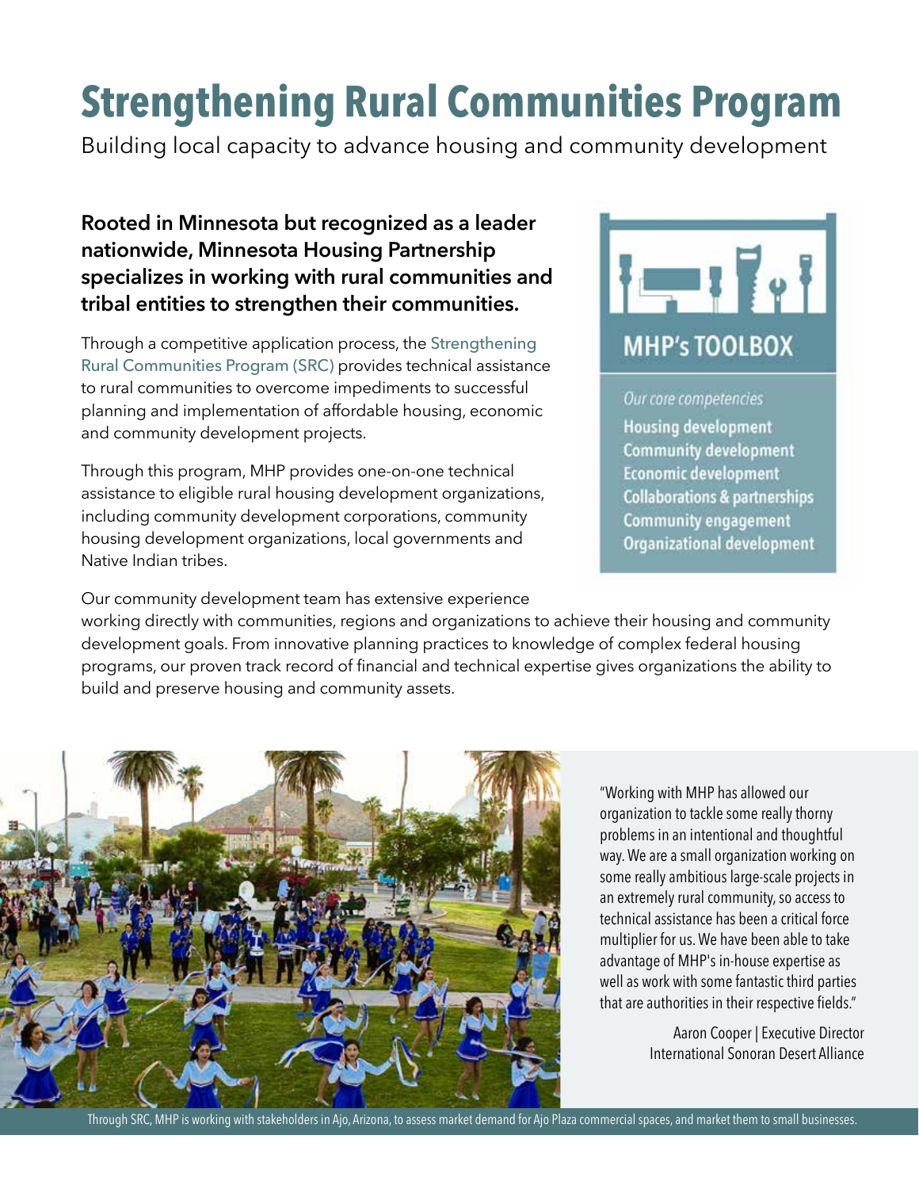# Strengthening Rural Communities Program

Building local capacity to advance housing and community development

**Rooted in Minnesota but recognized as a leader nationwide, Minnesota Housing Partnership specializes in working with rural communities and tribal entities to strengthen their communities.**

Through a competitive application process, the Strengthening Rural Communities Program (SRC) provides technical assistance to rural communities to overcome impediments to successful planning and implementation of affordable housing, economic and community development projects.

Through this program, MHP provides one-on-one technical assistance to eligible rural housing development organizations, including community development corporations, community housing development organizations, local governments and Native Indian tribes.

Our community development team has extensive experience working directly with communities, regions and organizations to achieve their housing and community development goals. From innovative planning practices to knowledge of complex federal housing programs, our proven track record of financial and technical expertise gives organizations the ability to build and preserve housing and community assets.

## MHP's TOOLBOX

*Our core competencies*

**Housing development**
**Community development**
**Economic development**
**Collaborations & partnerships**
**Community engagement**
**Organizational development**

"Working with MHP has allowed our organization to tackle some really thorny problems in an intentional and thoughtful way. We are a small organization working on some really ambitious large-scale projects in an extremely rural community, so access to technical assistance has been a critical force multiplier for us. We have been able to take advantage of MHP's in-house expertise as well as work with some fantastic third parties that are authorities in their respective fields."

Aaron Cooper | Executive Director
International Sonoran Desert Alliance

Through SRC, MHP is working with stakeholders in Ajo, Arizona, to assess market demand for Ajo Plaza commercial spaces, and market them to small businesses.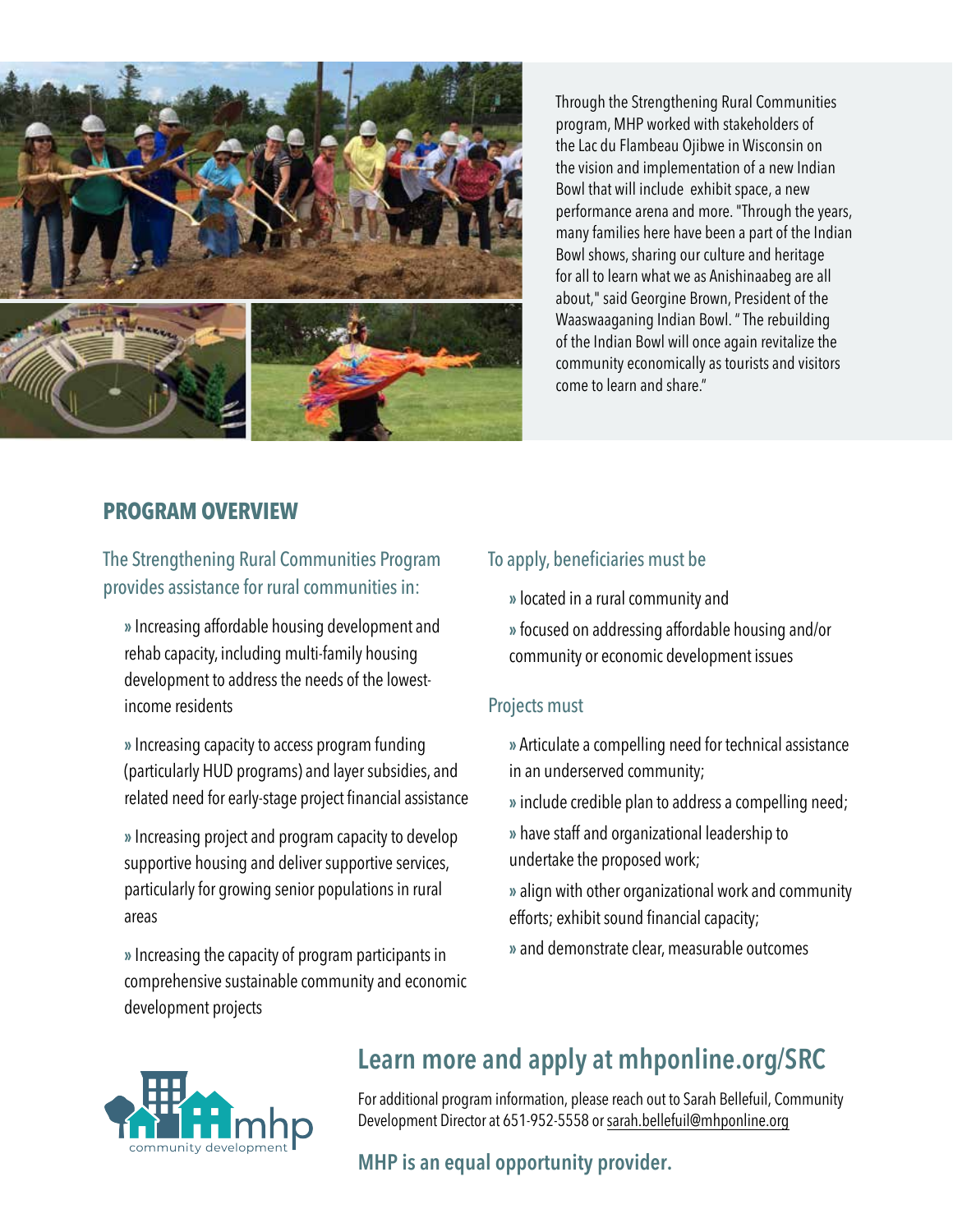Through the Strengthening Rural Communities program, MHP worked with stakeholders of the Lac du Flambeau Ojibwe in Wisconsin on the vision and implementation of a new Indian Bowl that will include exhibit space, a new performance arena and more. "Through the years, many families here have been a part of the Indian Bowl shows, sharing our culture and heritage for all to learn what we as Anishinaabeg are all about," said Georgine Brown, President of the Waaswaaganing Indian Bowl. " The rebuilding of the Indian Bowl will once again revitalize the community economically as tourists and visitors come to learn and share."

## PROGRAM OVERVIEW

### The Strengthening Rural Communities Program provides assistance for rural communities in:

» Increasing affordable housing development and rehab capacity, including multi-family housing development to address the needs of the lowest-income residents

» Increasing capacity to access program funding (particularly HUD programs) and layer subsidies, and related need for early-stage project financial assistance

» Increasing project and program capacity to develop supportive housing and deliver supportive services, particularly for growing senior populations in rural areas

» Increasing the capacity of program participants in comprehensive sustainable community and economic development projects

### To apply, beneficiaries must be

» located in a rural community and

» focused on addressing affordable housing and/or community or economic development issues

### Projects must

» Articulate a compelling need for technical assistance in an underserved community;

» include credible plan to address a compelling need;

» have staff and organizational leadership to undertake the proposed work;

» align with other organizational work and community efforts; exhibit sound financial capacity;

» and demonstrate clear, measurable outcomes

mhp community development

## Learn more and apply at mhponline.org/SRC

For additional program information, please reach out to Sarah Bellefuil, Community Development Director at 651-952-5558 or sarah.bellefuil@mhponline.org

**MHP is an equal opportunity provider.**